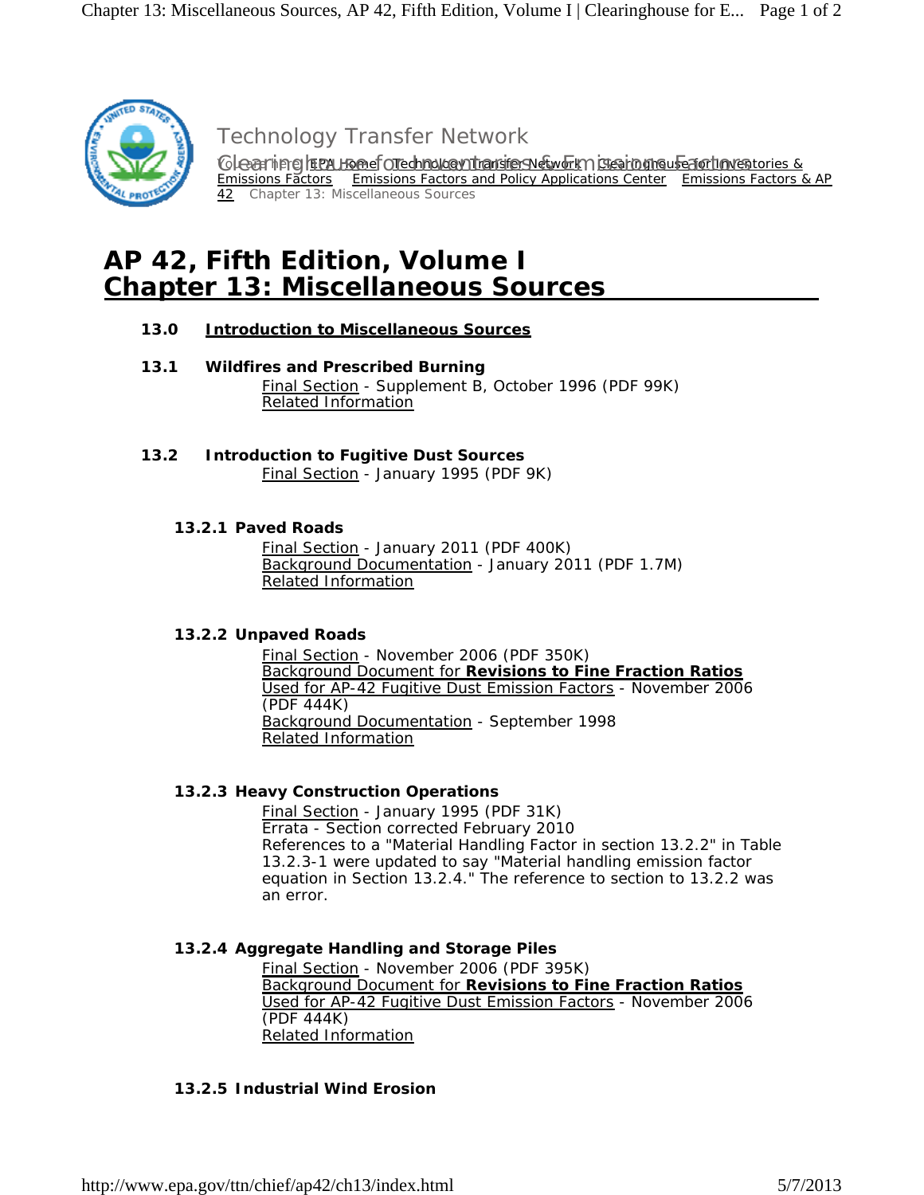Technology Transfer Network

Clearinghouse for Inventories & Emissions Factors

You are here: EPA Home Technology Transfer Network Clearinghouse for Inventories & Emissions Factors Emissions Factors and Policy Applications Center Emissions Factors & AP 42 Chapter 13: Miscellaneous Sources

# AP 42, Fifth Edition, Volume I
# Chapter 13: Miscellaneous Sources

**13.0 Introduction to Miscellaneous Sources**

**13.1 Wildfires and Prescribed Burning**

Final Section - Supplement B, October 1996 (PDF 99K)
Related Information

**13.2 Introduction to Fugitive Dust Sources**

Final Section - January 1995 (PDF 9K)

**13.2.1 Paved Roads**

Final Section - January 2011 (PDF 400K)
Background Documentation - January 2011 (PDF 1.7M)
Related Information

**13.2.2 Unpaved Roads**

Final Section - November 2006 (PDF 350K)
Background Document for **Revisions to Fine Fraction Ratios** Used for AP-42 Fugitive Dust Emission Factors - November 2006 (PDF 444K)
Background Documentation - September 1998
Related Information

**13.2.3 Heavy Construction Operations**

Final Section - January 1995 (PDF 31K)
Errata - Section corrected February 2010
References to a "Material Handling Factor in section 13.2.2" in Table 13.2.3-1 were updated to say "Material handling emission factor equation in Section 13.2.4." The reference to section to 13.2.2 was an error.

**13.2.4 Aggregate Handling and Storage Piles**

Final Section - November 2006 (PDF 395K)
Background Document for **Revisions to Fine Fraction Ratios** Used for AP-42 Fugitive Dust Emission Factors - November 2006 (PDF 444K)
Related Information

**13.2.5 Industrial Wind Erosion**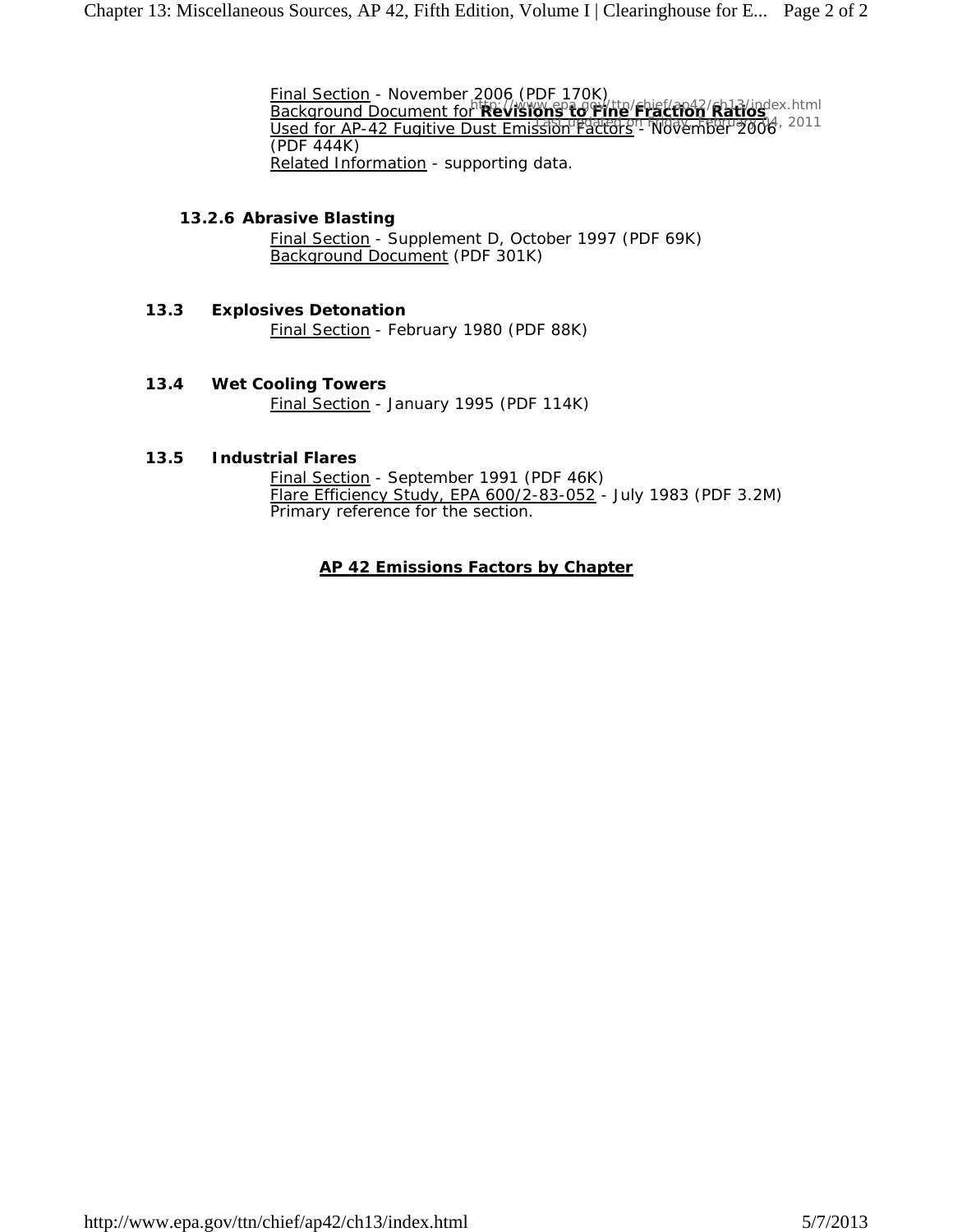Final Section - November 2006 (PDF 170K)
Background Document for **Revisions to Fine Fraction Ratios Used for AP-42 Fugitive Dust Emission Factors** - November 2006 (PDF 444K)
Related Information - supporting data.

http://www.epa.gov/ttn/chief/ap42/ch13/index.html
Last updated on Friday, February 04, 2011

### 13.2.6 Abrasive Blasting

Final Section - Supplement D, October 1997 (PDF 69K)
Background Document (PDF 301K)

## 13.3 Explosives Detonation

Final Section - February 1980 (PDF 88K)

## 13.4 Wet Cooling Towers

Final Section - January 1995 (PDF 114K)

## 13.5 Industrial Flares

Final Section - September 1991 (PDF 46K)
Flare Efficiency Study, EPA 600/2-83-052 - July 1983 (PDF 3.2M)
Primary reference for the section.

**AP 42 Emissions Factors by Chapter**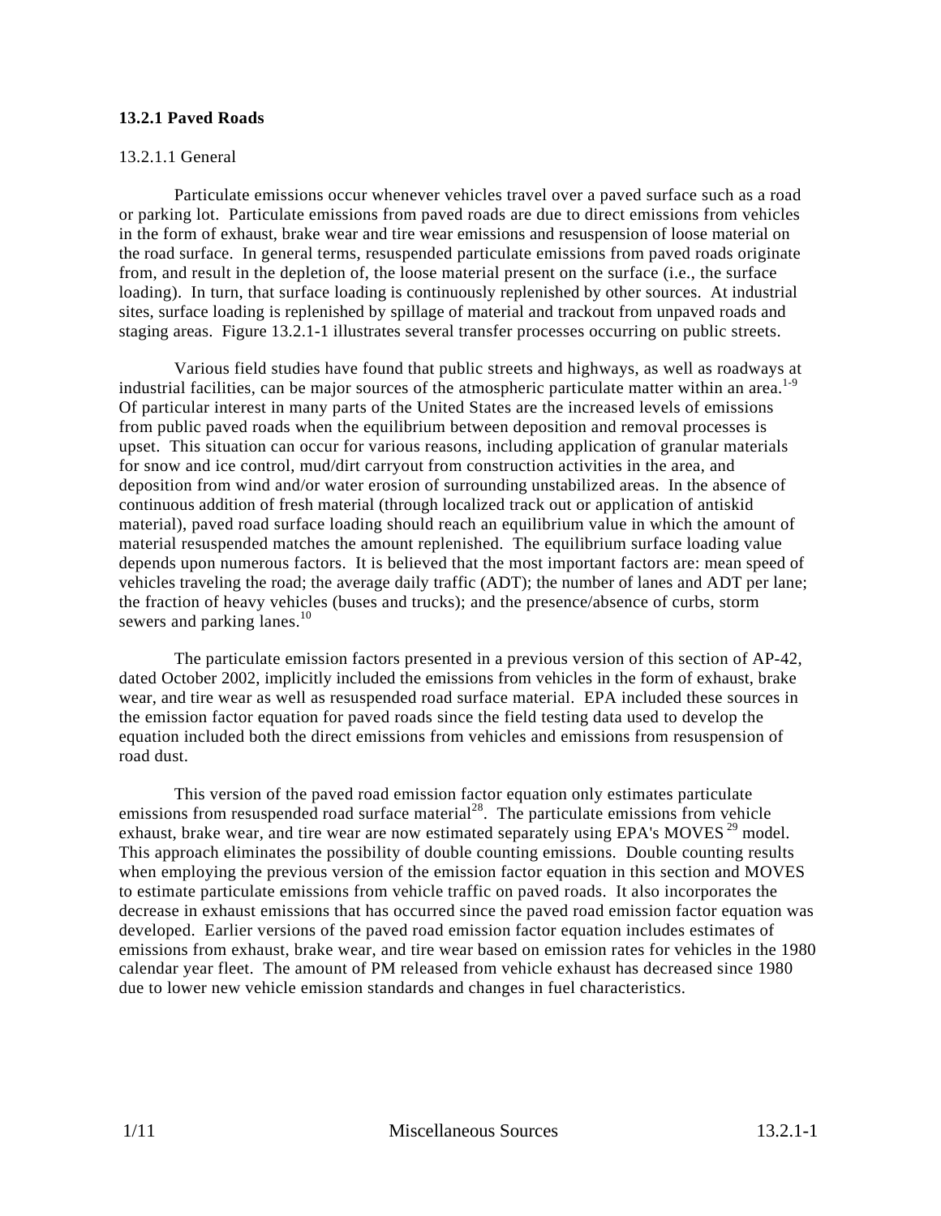## 13.2.1 Paved Roads

### 13.2.1.1 General

Particulate emissions occur whenever vehicles travel over a paved surface such as a road or parking lot. Particulate emissions from paved roads are due to direct emissions from vehicles in the form of exhaust, brake wear and tire wear emissions and resuspension of loose material on the road surface. In general terms, resuspended particulate emissions from paved roads originate from, and result in the depletion of, the loose material present on the surface (i.e., the surface loading). In turn, that surface loading is continuously replenished by other sources. At industrial sites, surface loading is replenished by spillage of material and trackout from unpaved roads and staging areas. Figure 13.2.1-1 illustrates several transfer processes occurring on public streets.

Various field studies have found that public streets and highways, as well as roadways at industrial facilities, can be major sources of the atmospheric particulate matter within an area.[1-9] Of particular interest in many parts of the United States are the increased levels of emissions from public paved roads when the equilibrium between deposition and removal processes is upset. This situation can occur for various reasons, including application of granular materials for snow and ice control, mud/dirt carryout from construction activities in the area, and deposition from wind and/or water erosion of surrounding unstabilized areas. In the absence of continuous addition of fresh material (through localized track out or application of antiskid material), paved road surface loading should reach an equilibrium value in which the amount of material resuspended matches the amount replenished. The equilibrium surface loading value depends upon numerous factors. It is believed that the most important factors are: mean speed of vehicles traveling the road; the average daily traffic (ADT); the number of lanes and ADT per lane; the fraction of heavy vehicles (buses and trucks); and the presence/absence of curbs, storm sewers and parking lanes.[10]

The particulate emission factors presented in a previous version of this section of AP-42, dated October 2002, implicitly included the emissions from vehicles in the form of exhaust, brake wear, and tire wear as well as resuspended road surface material. EPA included these sources in the emission factor equation for paved roads since the field testing data used to develop the equation included both the direct emissions from vehicles and emissions from resuspension of road dust.

This version of the paved road emission factor equation only estimates particulate emissions from resuspended road surface material[28]. The particulate emissions from vehicle exhaust, brake wear, and tire wear are now estimated separately using EPA's MOVES[29] model. This approach eliminates the possibility of double counting emissions. Double counting results when employing the previous version of the emission factor equation in this section and MOVES to estimate particulate emissions from vehicle traffic on paved roads. It also incorporates the decrease in exhaust emissions that has occurred since the paved road emission factor equation was developed. Earlier versions of the paved road emission factor equation includes estimates of emissions from exhaust, brake wear, and tire wear based on emission rates for vehicles in the 1980 calendar year fleet. The amount of PM released from vehicle exhaust has decreased since 1980 due to lower new vehicle emission standards and changes in fuel characteristics.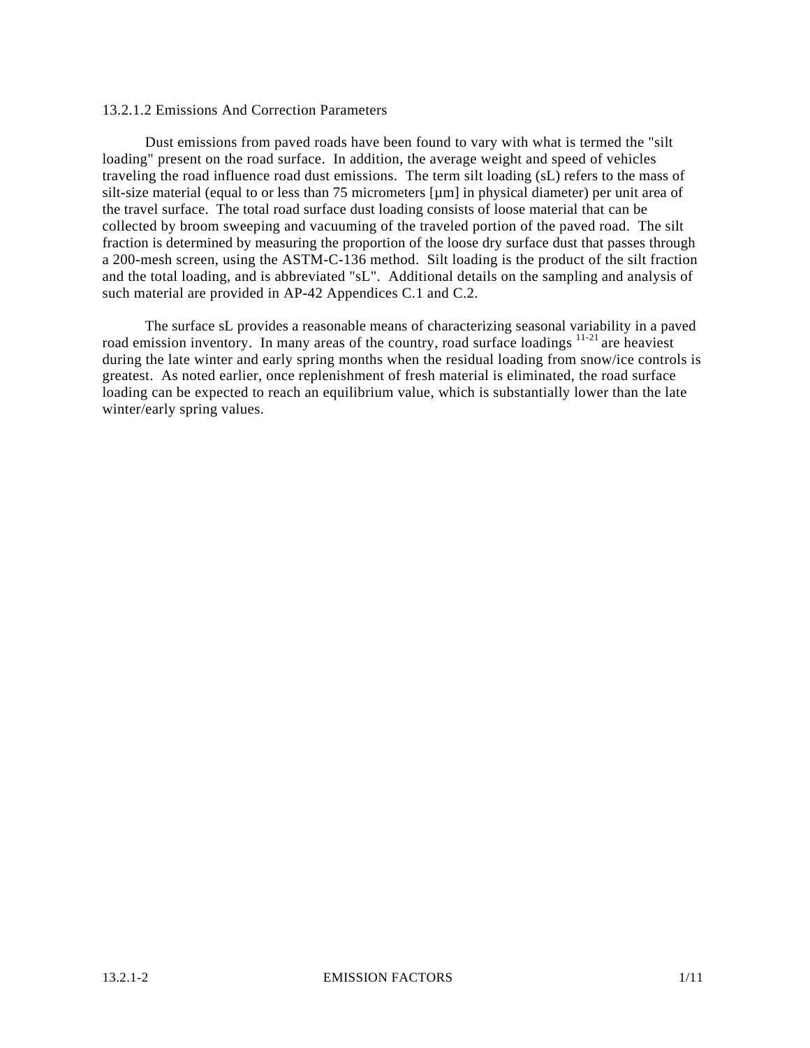### 13.2.1.2 Emissions And Correction Parameters

Dust emissions from paved roads have been found to vary with what is termed the "silt loading" present on the road surface. In addition, the average weight and speed of vehicles traveling the road influence road dust emissions. The term silt loading (sL) refers to the mass of silt-size material (equal to or less than 75 micrometers [µm] in physical diameter) per unit area of the travel surface. The total road surface dust loading consists of loose material that can be collected by broom sweeping and vacuuming of the traveled portion of the paved road. The silt fraction is determined by measuring the proportion of the loose dry surface dust that passes through a 200-mesh screen, using the ASTM-C-136 method. Silt loading is the product of the silt fraction and the total loading, and is abbreviated "sL". Additional details on the sampling and analysis of such material are provided in AP-42 Appendices C.1 and C.2.

The surface sL provides a reasonable means of characterizing seasonal variability in a paved road emission inventory. In many areas of the country, road surface loadings [11-21] are heaviest during the late winter and early spring months when the residual loading from snow/ice controls is greatest. As noted earlier, once replenishment of fresh material is eliminated, the road surface loading can be expected to reach an equilibrium value, which is substantially lower than the late winter/early spring values.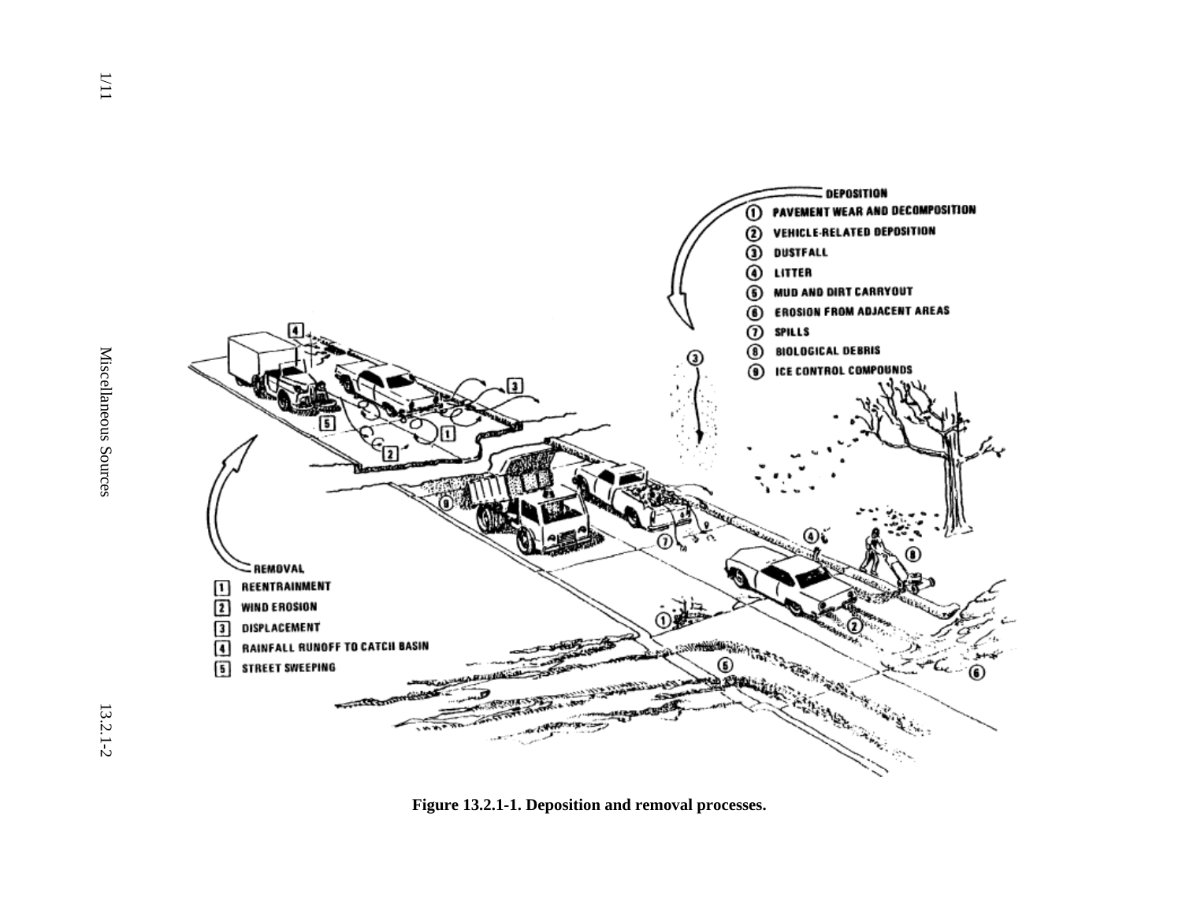DEPOSITION

1. PAVEMENT WEAR AND DECOMPOSITION
2. VEHICLE-RELATED DEPOSITION
3. DUSTFALL
4. LITTER
5. MUD AND DIRT CARRYOUT
6. EROSION FROM ADJACENT AREAS
7. SPILLS
8. BIOLOGICAL DEBRIS
9. ICE CONTROL COMPOUNDS

REMOVAL

1. REENTRAINMENT
2. WIND EROSION
3. DISPLACEMENT
4. RAINFALL RUNOFF TO CATCH BASIN
5. STREET SWEEPING

**Figure 13.2.1-1. Deposition and removal processes.**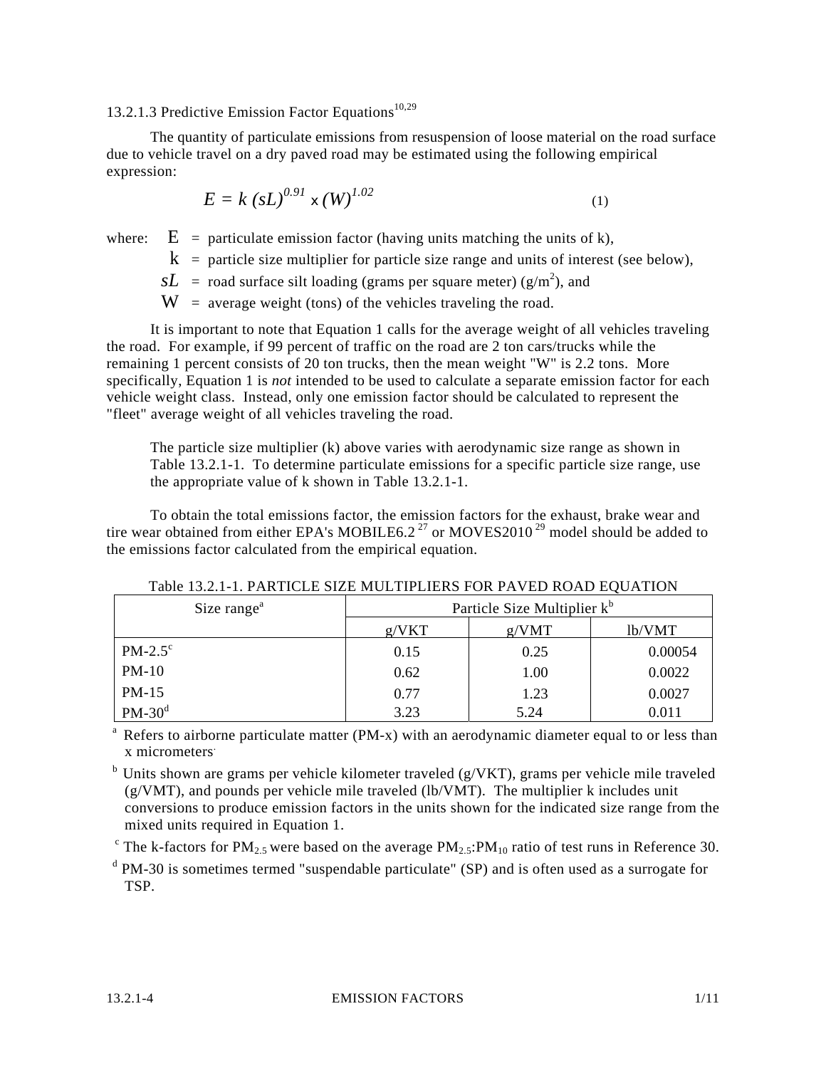### 13.2.1.3 Predictive Emission Factor Equations[10,29]

The quantity of particulate emissions from resuspension of loose material on the road surface due to vehicle travel on a dry paved road may be estimated using the following empirical expression:

$$E = k\ (sL)^{0.91} \times (W)^{1.02} \qquad (1)$$

where:
- $E$ = particulate emission factor (having units matching the units of k),
- $k$ = particle size multiplier for particle size range and units of interest (see below),
- $sL$ = road surface silt loading (grams per square meter) ($g/m^2$), and
- $W$ = average weight (tons) of the vehicles traveling the road.

It is important to note that Equation 1 calls for the average weight of all vehicles traveling the road. For example, if 99 percent of traffic on the road are 2 ton cars/trucks while the remaining 1 percent consists of 20 ton trucks, then the mean weight "W" is 2.2 tons. More specifically, Equation 1 is *not* intended to be used to calculate a separate emission factor for each vehicle weight class. Instead, only one emission factor should be calculated to represent the "fleet" average weight of all vehicles traveling the road.

The particle size multiplier (k) above varies with aerodynamic size range as shown in Table 13.2.1-1. To determine particulate emissions for a specific particle size range, use the appropriate value of k shown in Table 13.2.1-1.

To obtain the total emissions factor, the emission factors for the exhaust, brake wear and tire wear obtained from either EPA's MOBILE6.2 [27] or MOVES2010 [29] model should be added to the emissions factor calculated from the empirical equation.

Table 13.2.1-1. PARTICLE SIZE MULTIPLIERS FOR PAVED ROAD EQUATION

| Size range[a] | Particle Size Multiplier k[b] | | |
|---|---|---|---|
| | g/VKT | g/VMT | lb/VMT |
| PM-2.5[c] | 0.15 | 0.25 | 0.00054 |
| PM-10 | 0.62 | 1.00 | 0.0022 |
| PM-15 | 0.77 | 1.23 | 0.0027 |
| PM-30[d] | 3.23 | 5.24 | 0.011 |

[a] Refers to airborne particulate matter (PM-x) with an aerodynamic diameter equal to or less than x micrometers.

[b] Units shown are grams per vehicle kilometer traveled (g/VKT), grams per vehicle mile traveled (g/VMT), and pounds per vehicle mile traveled (lb/VMT). The multiplier k includes unit conversions to produce emission factors in the units shown for the indicated size range from the mixed units required in Equation 1.

[c] The k-factors for $PM_{2.5}$ were based on the average $PM_{2.5}$:$PM_{10}$ ratio of test runs in Reference 30.

[d] PM-30 is sometimes termed "suspendable particulate" (SP) and is often used as a surrogate for TSP.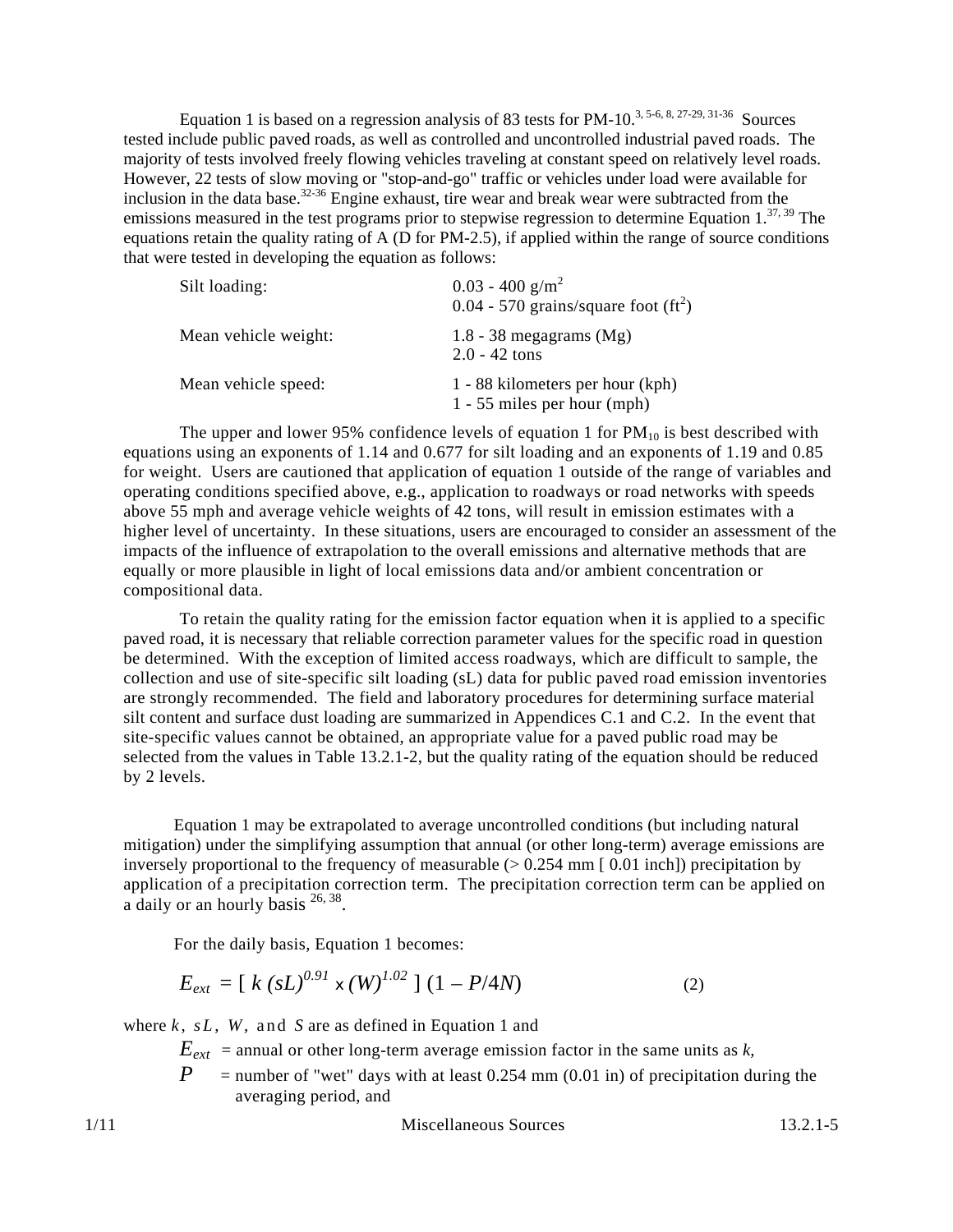Equation 1 is based on a regression analysis of 83 tests for PM-10.[3, 5-6, 8, 27-29, 31-36] Sources tested include public paved roads, as well as controlled and uncontrolled industrial paved roads. The majority of tests involved freely flowing vehicles traveling at constant speed on relatively level roads. However, 22 tests of slow moving or "stop-and-go" traffic or vehicles under load were available for inclusion in the data base.[32-36] Engine exhaust, tire wear and break wear were subtracted from the emissions measured in the test programs prior to stepwise regression to determine Equation 1.[37, 39] The equations retain the quality rating of A (D for PM-2.5), if applied within the range of source conditions that were tested in developing the equation as follows:

| | |
|---|---|
| Silt loading: | 0.03 - 400 $g/m^2$<br>0.04 - 570 grains/square foot ($ft^2$) |
| Mean vehicle weight: | 1.8 - 38 megagrams (Mg)<br>2.0 - 42 tons |
| Mean vehicle speed: | 1 - 88 kilometers per hour (kph)<br>1 - 55 miles per hour (mph) |

The upper and lower 95% confidence levels of equation 1 for $PM_{10}$ is best described with equations using an exponents of 1.14 and 0.677 for silt loading and an exponents of 1.19 and 0.85 for weight. Users are cautioned that application of equation 1 outside of the range of variables and operating conditions specified above, e.g., application to roadways or road networks with speeds above 55 mph and average vehicle weights of 42 tons, will result in emission estimates with a higher level of uncertainty. In these situations, users are encouraged to consider an assessment of the impacts of the influence of extrapolation to the overall emissions and alternative methods that are equally or more plausible in light of local emissions data and/or ambient concentration or compositional data.

To retain the quality rating for the emission factor equation when it is applied to a specific paved road, it is necessary that reliable correction parameter values for the specific road in question be determined. With the exception of limited access roadways, which are difficult to sample, the collection and use of site-specific silt loading (sL) data for public paved road emission inventories are strongly recommended. The field and laboratory procedures for determining surface material silt content and surface dust loading are summarized in Appendices C.1 and C.2. In the event that site-specific values cannot be obtained, an appropriate value for a paved public road may be selected from the values in Table 13.2.1-2, but the quality rating of the equation should be reduced by 2 levels.

Equation 1 may be extrapolated to average uncontrolled conditions (but including natural mitigation) under the simplifying assumption that annual (or other long-term) average emissions are inversely proportional to the frequency of measurable (> 0.254 mm [ 0.01 inch]) precipitation by application of a precipitation correction term. The precipitation correction term can be applied on a daily or an hourly basis [26, 38].

For the daily basis, Equation 1 becomes:

$$E_{ext} = [\, k\,(sL)^{0.91} \times (W)^{1.02}\,]\,(1 - P/4N) \qquad (2)$$

where $k$, $sL$, $W$, and $S$ are as defined in Equation 1 and

$E_{ext}$ = annual or other long-term average emission factor in the same units as $k$,

$P$ = number of "wet" days with at least 0.254 mm (0.01 in) of precipitation during the averaging period, and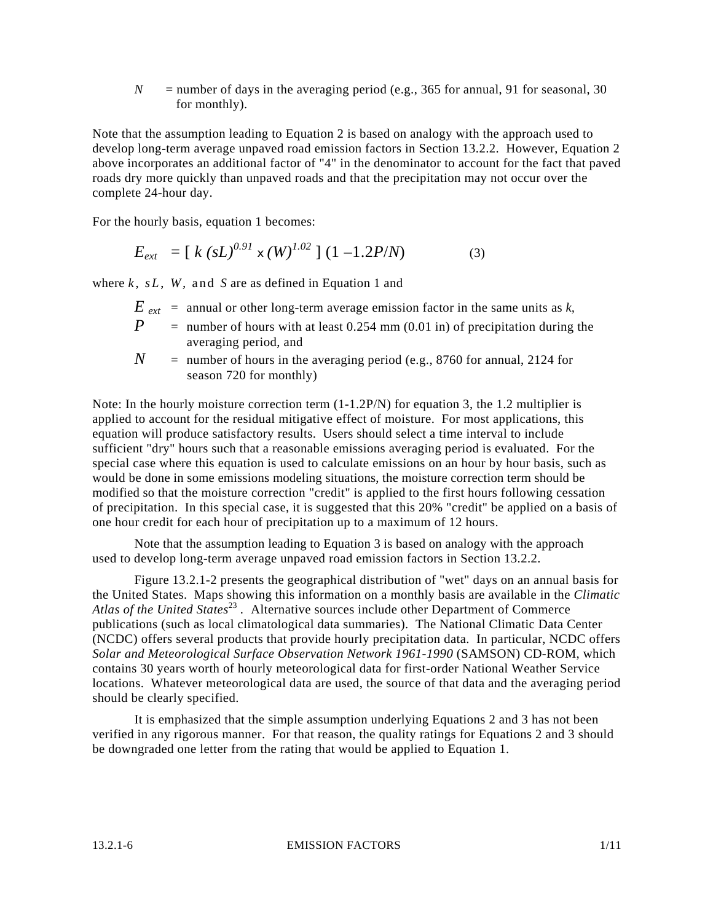$N$ = number of days in the averaging period (e.g., 365 for annual, 91 for seasonal, 30 for monthly).

Note that the assumption leading to Equation 2 is based on analogy with the approach used to develop long-term average unpaved road emission factors in Section 13.2.2. However, Equation 2 above incorporates an additional factor of "4" in the denominator to account for the fact that paved roads dry more quickly than unpaved roads and that the precipitation may not occur over the complete 24-hour day.

For the hourly basis, equation 1 becomes:

$$E_{ext} = [\, k\,(sL)^{0.91} \times (W)^{1.02}\,]\,(1 - 1.2P/N) \qquad (3)$$

where $k$, $sL$, $W$, and $S$ are as defined in Equation 1 and

$E_{ext}$ = annual or other long-term average emission factor in the same units as $k$,

$P$ = number of hours with at least 0.254 mm (0.01 in) of precipitation during the averaging period, and

$N$ = number of hours in the averaging period (e.g., 8760 for annual, 2124 for season 720 for monthly)

Note: In the hourly moisture correction term (1-1.2P/N) for equation 3, the 1.2 multiplier is applied to account for the residual mitigative effect of moisture. For most applications, this equation will produce satisfactory results. Users should select a time interval to include sufficient "dry" hours such that a reasonable emissions averaging period is evaluated. For the special case where this equation is used to calculate emissions on an hour by hour basis, such as would be done in some emissions modeling situations, the moisture correction term should be modified so that the moisture correction "credit" is applied to the first hours following cessation of precipitation. In this special case, it is suggested that this 20% "credit" be applied on a basis of one hour credit for each hour of precipitation up to a maximum of 12 hours.

Note that the assumption leading to Equation 3 is based on analogy with the approach used to develop long-term average unpaved road emission factors in Section 13.2.2.

Figure 13.2.1-2 presents the geographical distribution of "wet" days on an annual basis for the United States. Maps showing this information on a monthly basis are available in the *Climatic Atlas of the United States*[23]. Alternative sources include other Department of Commerce publications (such as local climatological data summaries). The National Climatic Data Center (NCDC) offers several products that provide hourly precipitation data. In particular, NCDC offers *Solar and Meteorological Surface Observation Network 1961-1990* (SAMSON) CD-ROM, which contains 30 years worth of hourly meteorological data for first-order National Weather Service locations. Whatever meteorological data are used, the source of that data and the averaging period should be clearly specified.

It is emphasized that the simple assumption underlying Equations 2 and 3 has not been verified in any rigorous manner. For that reason, the quality ratings for Equations 2 and 3 should be downgraded one letter from the rating that would be applied to Equation 1.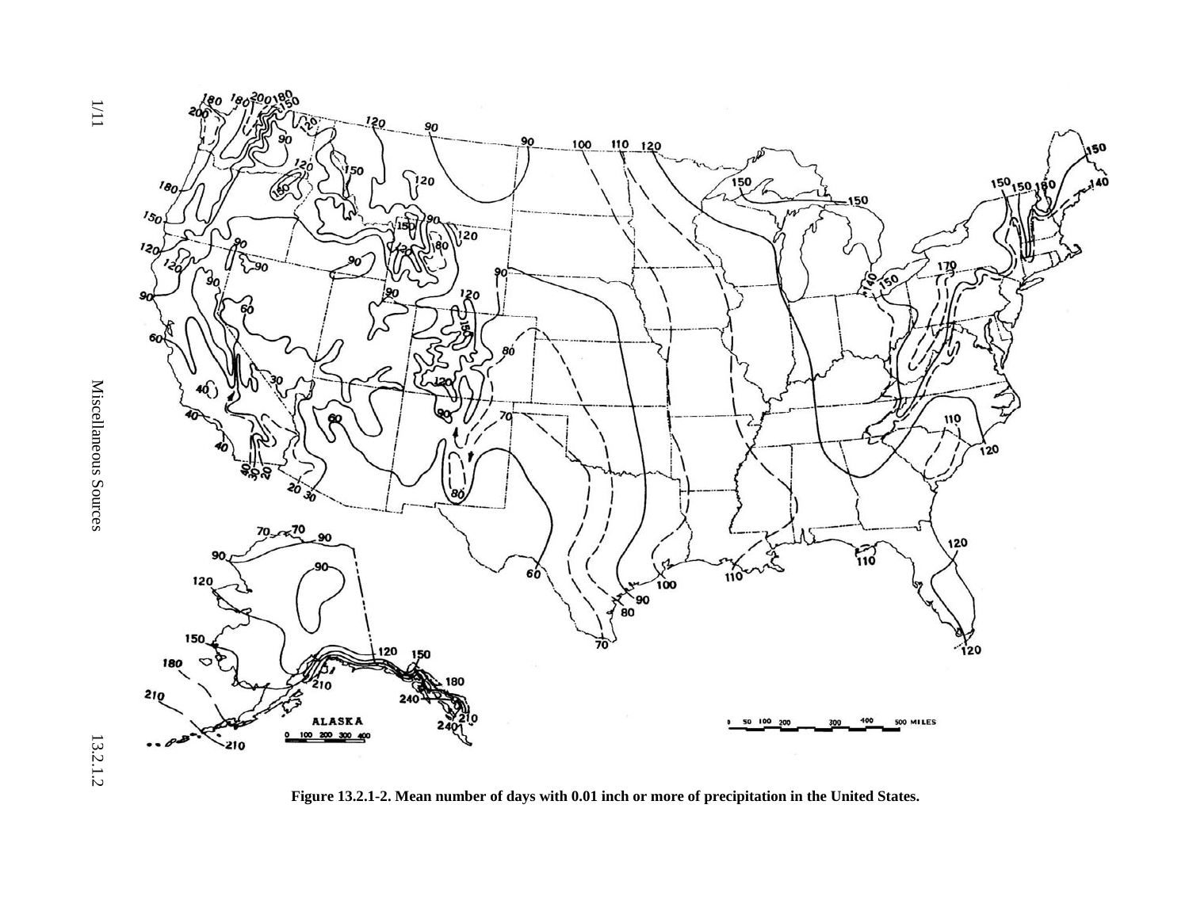Figure 13.2.1-2. Mean number of days with 0.01 inch or more of precipitation in the United States.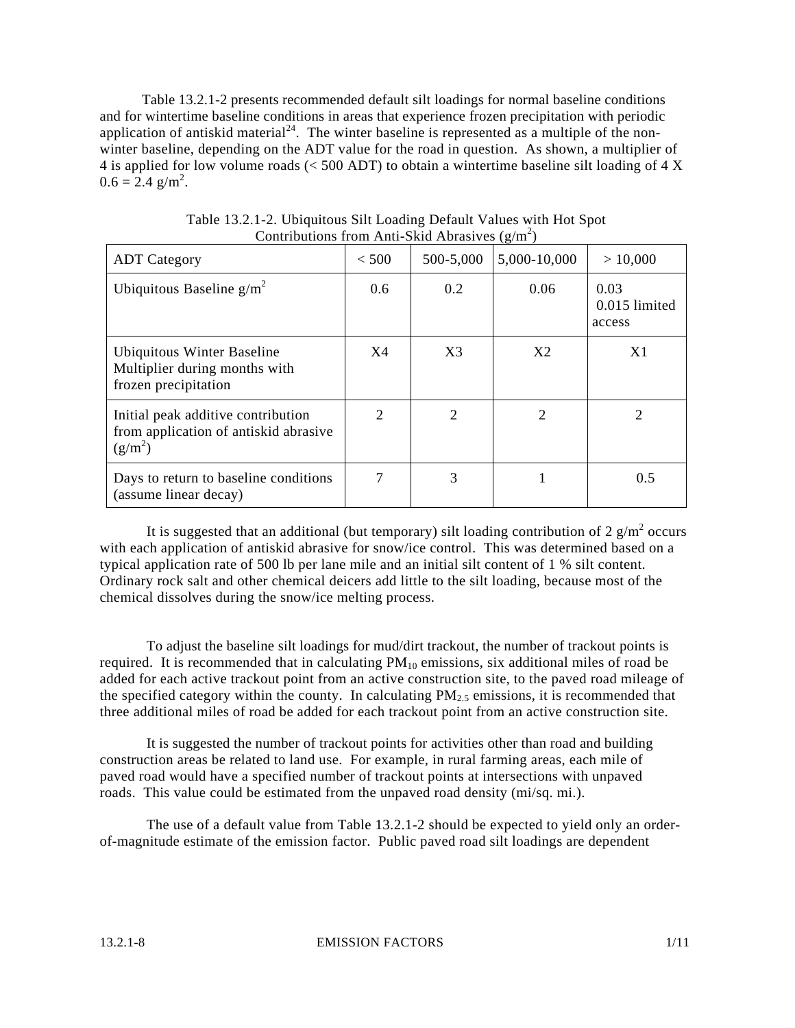Table 13.2.1-2 presents recommended default silt loadings for normal baseline conditions and for wintertime baseline conditions in areas that experience frozen precipitation with periodic application of antiskid material[24]. The winter baseline is represented as a multiple of the non-winter baseline, depending on the ADT value for the road in question. As shown, a multiplier of 4 is applied for low volume roads (< 500 ADT) to obtain a wintertime baseline silt loading of 4 X 0.6 = 2.4 $g/m^2$.

Table 13.2.1-2. Ubiquitous Silt Loading Default Values with Hot Spot Contributions from Anti-Skid Abrasives ($g/m^2$)

| ADT Category | < 500 | 500-5,000 | 5,000-10,000 | > 10,000 |
|---|---|---|---|---|
| Ubiquitous Baseline $g/m^2$ | 0.6 | 0.2 | 0.06 | 0.03<br>0.015 limited access |
| Ubiquitous Winter Baseline Multiplier during months with frozen precipitation | X4 | X3 | X2 | X1 |
| Initial peak additive contribution from application of antiskid abrasive ($g/m^2$) | 2 | 2 | 2 | 2 |
| Days to return to baseline conditions (assume linear decay) | 7 | 3 | 1 | 0.5 |

It is suggested that an additional (but temporary) silt loading contribution of 2 $g/m^2$ occurs with each application of antiskid abrasive for snow/ice control. This was determined based on a typical application rate of 500 lb per lane mile and an initial silt content of 1 % silt content. Ordinary rock salt and other chemical deicers add little to the silt loading, because most of the chemical dissolves during the snow/ice melting process.

To adjust the baseline silt loadings for mud/dirt trackout, the number of trackout points is required. It is recommended that in calculating $PM_{10}$ emissions, six additional miles of road be added for each active trackout point from an active construction site, to the paved road mileage of the specified category within the county. In calculating $PM_{2.5}$ emissions, it is recommended that three additional miles of road be added for each trackout point from an active construction site.

It is suggested the number of trackout points for activities other than road and building construction areas be related to land use. For example, in rural farming areas, each mile of paved road would have a specified number of trackout points at intersections with unpaved roads. This value could be estimated from the unpaved road density (mi/sq. mi.).

The use of a default value from Table 13.2.1-2 should be expected to yield only an order-of-magnitude estimate of the emission factor. Public paved road silt loadings are dependent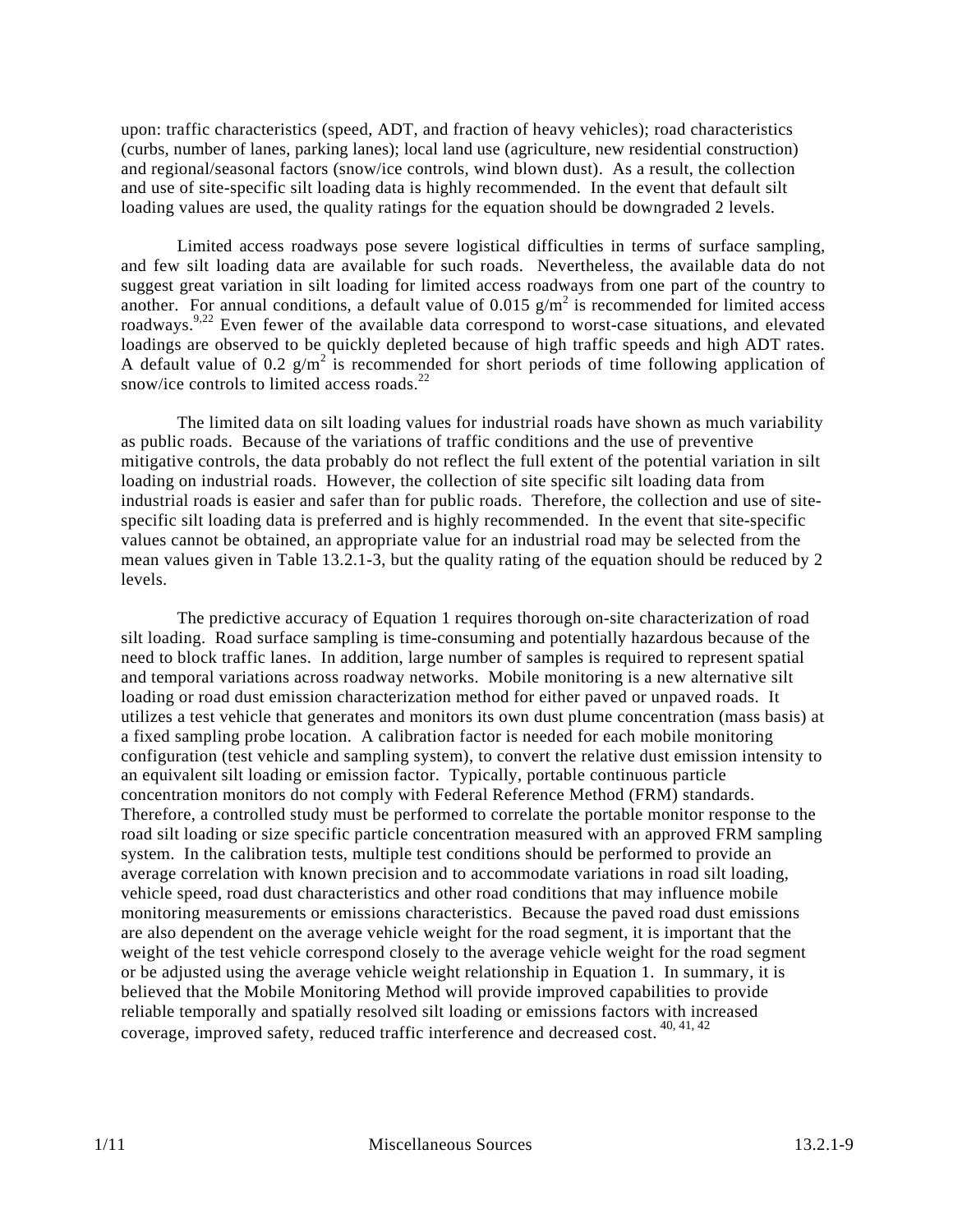upon: traffic characteristics (speed, ADT, and fraction of heavy vehicles); road characteristics (curbs, number of lanes, parking lanes); local land use (agriculture, new residential construction) and regional/seasonal factors (snow/ice controls, wind blown dust). As a result, the collection and use of site-specific silt loading data is highly recommended. In the event that default silt loading values are used, the quality ratings for the equation should be downgraded 2 levels.

Limited access roadways pose severe logistical difficulties in terms of surface sampling, and few silt loading data are available for such roads. Nevertheless, the available data do not suggest great variation in silt loading for limited access roadways from one part of the country to another. For annual conditions, a default value of 0.015 $g/m^2$ is recommended for limited access roadways.[9,22] Even fewer of the available data correspond to worst-case situations, and elevated loadings are observed to be quickly depleted because of high traffic speeds and high ADT rates. A default value of 0.2 $g/m^2$ is recommended for short periods of time following application of snow/ice controls to limited access roads.[22]

The limited data on silt loading values for industrial roads have shown as much variability as public roads. Because of the variations of traffic conditions and the use of preventive mitigative controls, the data probably do not reflect the full extent of the potential variation in silt loading on industrial roads. However, the collection of site specific silt loading data from industrial roads is easier and safer than for public roads. Therefore, the collection and use of site-specific silt loading data is preferred and is highly recommended. In the event that site-specific values cannot be obtained, an appropriate value for an industrial road may be selected from the mean values given in Table 13.2.1-3, but the quality rating of the equation should be reduced by 2 levels.

The predictive accuracy of Equation 1 requires thorough on-site characterization of road silt loading. Road surface sampling is time-consuming and potentially hazardous because of the need to block traffic lanes. In addition, large number of samples is required to represent spatial and temporal variations across roadway networks. Mobile monitoring is a new alternative silt loading or road dust emission characterization method for either paved or unpaved roads. It utilizes a test vehicle that generates and monitors its own dust plume concentration (mass basis) at a fixed sampling probe location. A calibration factor is needed for each mobile monitoring configuration (test vehicle and sampling system), to convert the relative dust emission intensity to an equivalent silt loading or emission factor. Typically, portable continuous particle concentration monitors do not comply with Federal Reference Method (FRM) standards. Therefore, a controlled study must be performed to correlate the portable monitor response to the road silt loading or size specific particle concentration measured with an approved FRM sampling system. In the calibration tests, multiple test conditions should be performed to provide an average correlation with known precision and to accommodate variations in road silt loading, vehicle speed, road dust characteristics and other road conditions that may influence mobile monitoring measurements or emissions characteristics. Because the paved road dust emissions are also dependent on the average vehicle weight for the road segment, it is important that the weight of the test vehicle correspond closely to the average vehicle weight for the road segment or be adjusted using the average vehicle weight relationship in Equation 1. In summary, it is believed that the Mobile Monitoring Method will provide improved capabilities to provide reliable temporally and spatially resolved silt loading or emissions factors with increased coverage, improved safety, reduced traffic interference and decreased cost.[40, 41, 42]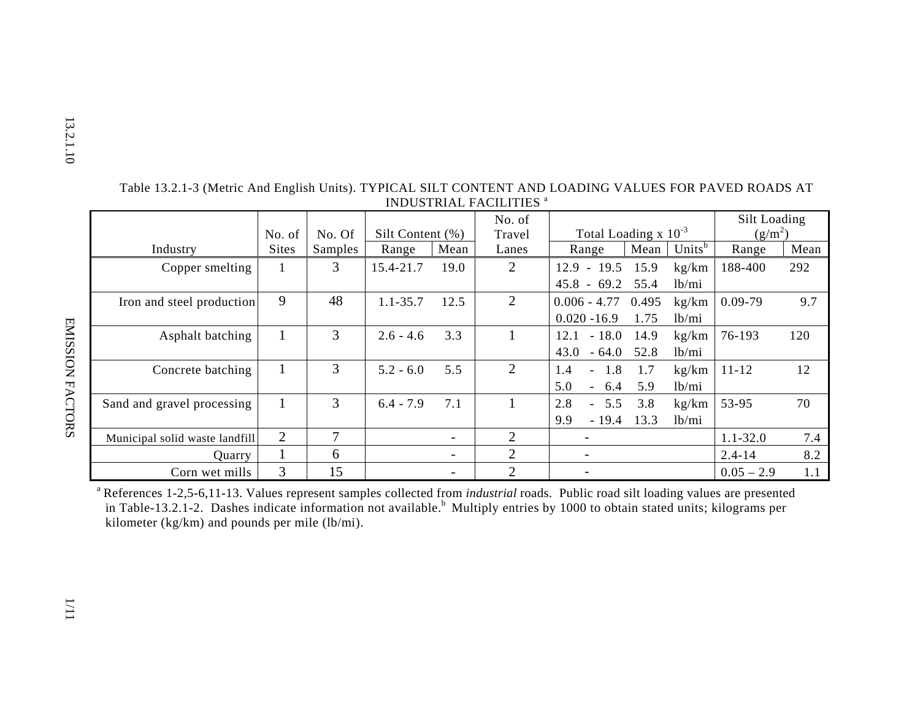Table 13.2.1-3 (Metric And English Units). TYPICAL SILT CONTENT AND LOADING VALUES FOR PAVED ROADS AT INDUSTRIAL FACILITIES [a]

| Industry | No. of Sites | No. Of Samples | Silt Content (%) | | No. of Travel Lanes | Total Loading x $10^{-3}$ | | | Silt Loading ($g/m^2$) | |
|---|---|---|---|---|---|---|---|---|---|---|
| | | | Range | Mean | | Range | Mean | Units[b] | Range | Mean |
| Copper smelting | 1 | 3 | 15.4-21.7 | 19.0 | 2 | 12.9 - 19.5 | 15.9 | kg/km | 188-400 | 292 |
| | | | | | | 45.8 - 69.2 | 55.4 | lb/mi | | |
| Iron and steel production | 9 | 48 | 1.1-35.7 | 12.5 | 2 | 0.006 - 4.77 | 0.495 | kg/km | 0.09-79 | 9.7 |
| | | | | | | 0.020 -16.9 | 1.75 | lb/mi | | |
| Asphalt batching | 1 | 3 | 2.6 - 4.6 | 3.3 | 1 | 12.1 - 18.0 | 14.9 | kg/km | 76-193 | 120 |
| | | | | | | 43.0 - 64.0 | 52.8 | lb/mi | | |
| Concrete batching | 1 | 3 | 5.2 - 6.0 | 5.5 | 2 | 1.4 - 1.8 | 1.7 | kg/km | 11-12 | 12 |
| | | | | | | 5.0 - 6.4 | 5.9 | lb/mi | | |
| Sand and gravel processing | 1 | 3 | 6.4 - 7.9 | 7.1 | 1 | 2.8 - 5.5 | 3.8 | kg/km | 53-95 | 70 |
| | | | | | | 9.9 - 19.4 | 13.3 | lb/mi | | |
| Municipal solid waste landfill | 2 | 7 | | - | 2 | - | | | 1.1-32.0 | 7.4 |
| Quarry | 1 | 6 | | - | 2 | - | | | 2.4-14 | 8.2 |
| Corn wet mills | 3 | 15 | | - | 2 | - | | | 0.05 – 2.9 | 1.1 |

[a] References 1-2,5-6,11-13. Values represent samples collected from *industrial* roads. Public road silt loading values are presented in Table-13.2.1-2. Dashes indicate information not available.[b] Multiply entries by 1000 to obtain stated units; kilograms per kilometer (kg/km) and pounds per mile (lb/mi).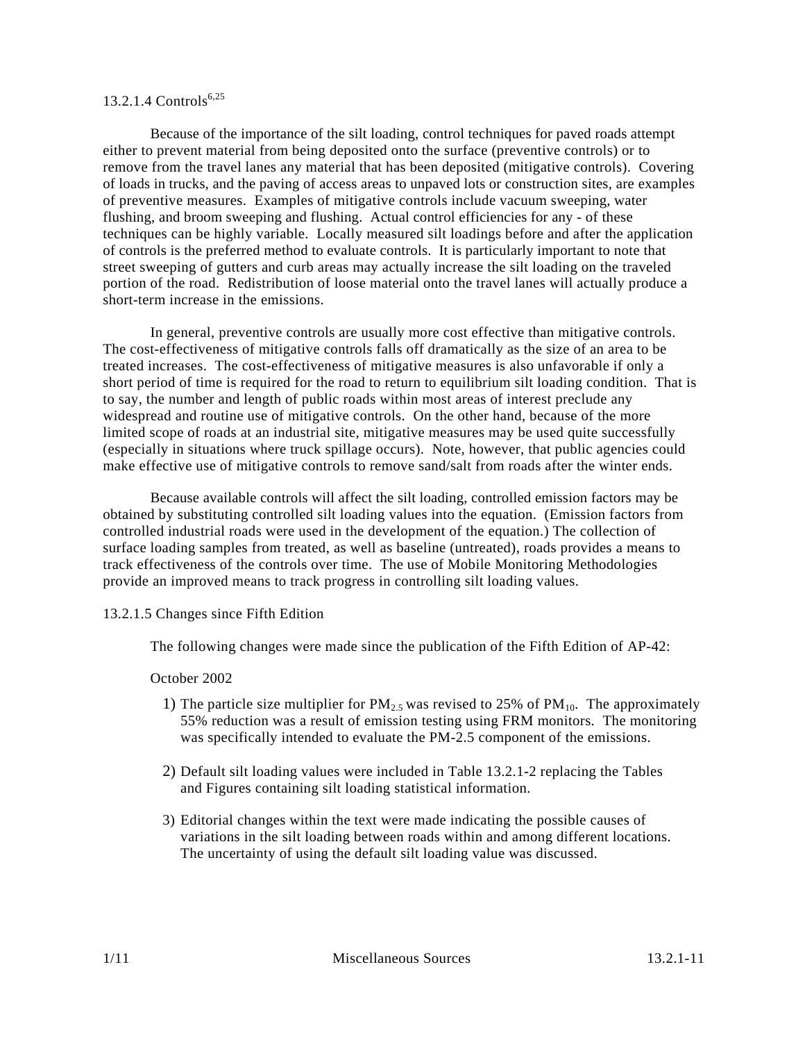### 13.2.1.4 Controls[6,25]

Because of the importance of the silt loading, control techniques for paved roads attempt either to prevent material from being deposited onto the surface (preventive controls) or to remove from the travel lanes any material that has been deposited (mitigative controls). Covering of loads in trucks, and the paving of access areas to unpaved lots or construction sites, are examples of preventive measures. Examples of mitigative controls include vacuum sweeping, water flushing, and broom sweeping and flushing. Actual control efficiencies for any - of these techniques can be highly variable. Locally measured silt loadings before and after the application of controls is the preferred method to evaluate controls. It is particularly important to note that street sweeping of gutters and curb areas may actually increase the silt loading on the traveled portion of the road. Redistribution of loose material onto the travel lanes will actually produce a short-term increase in the emissions.

In general, preventive controls are usually more cost effective than mitigative controls. The cost-effectiveness of mitigative controls falls off dramatically as the size of an area to be treated increases. The cost-effectiveness of mitigative measures is also unfavorable if only a short period of time is required for the road to return to equilibrium silt loading condition. That is to say, the number and length of public roads within most areas of interest preclude any widespread and routine use of mitigative controls. On the other hand, because of the more limited scope of roads at an industrial site, mitigative measures may be used quite successfully (especially in situations where truck spillage occurs). Note, however, that public agencies could make effective use of mitigative controls to remove sand/salt from roads after the winter ends.

Because available controls will affect the silt loading, controlled emission factors may be obtained by substituting controlled silt loading values into the equation. (Emission factors from controlled industrial roads were used in the development of the equation.) The collection of surface loading samples from treated, as well as baseline (untreated), roads provides a means to track effectiveness of the controls over time. The use of Mobile Monitoring Methodologies provide an improved means to track progress in controlling silt loading values.

### 13.2.1.5 Changes since Fifth Edition

The following changes were made since the publication of the Fifth Edition of AP-42:

October 2002

1) The particle size multiplier for $PM_{2.5}$ was revised to 25% of $PM_{10}$. The approximately 55% reduction was a result of emission testing using FRM monitors. The monitoring was specifically intended to evaluate the PM-2.5 component of the emissions.

2) Default silt loading values were included in Table 13.2.1-2 replacing the Tables and Figures containing silt loading statistical information.

3) Editorial changes within the text were made indicating the possible causes of variations in the silt loading between roads within and among different locations. The uncertainty of using the default silt loading value was discussed.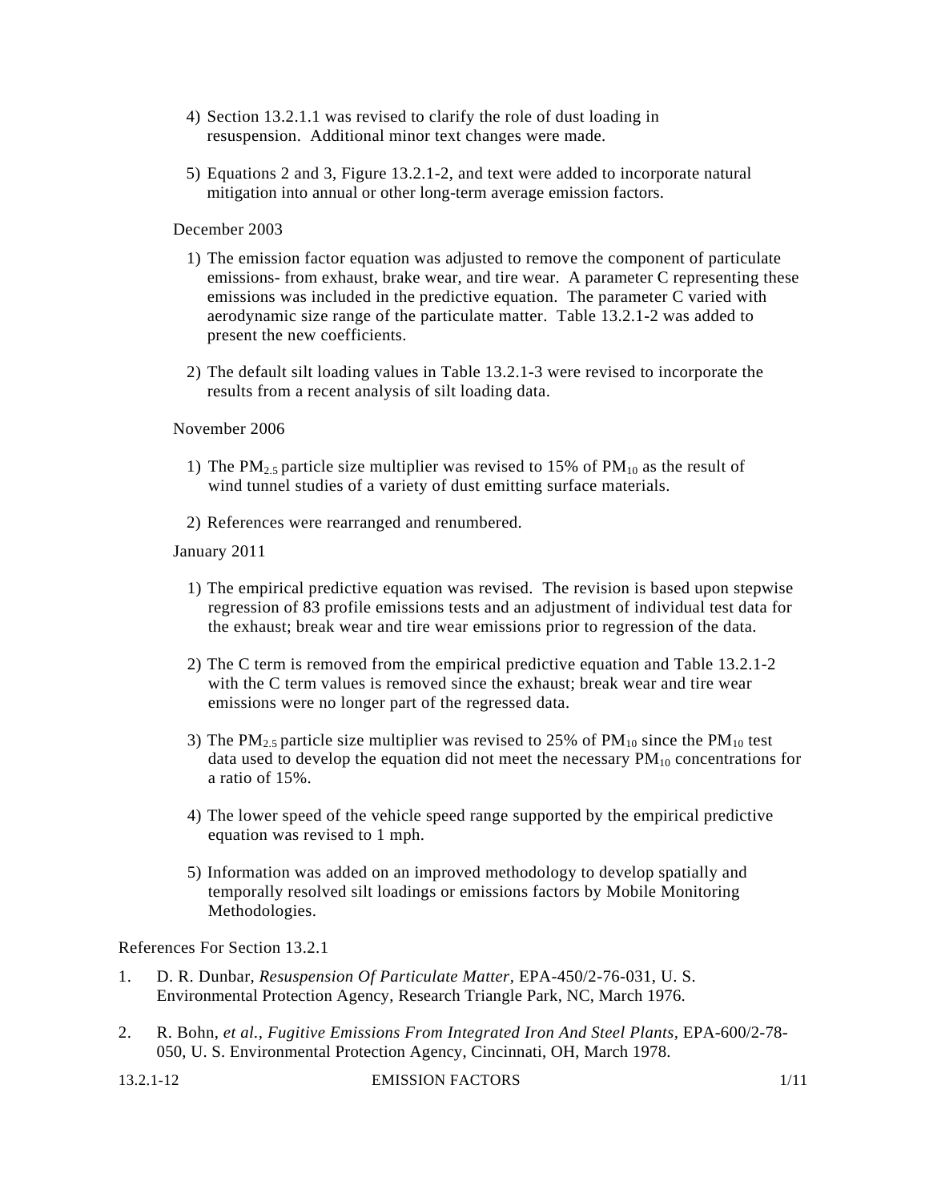4) Section 13.2.1.1 was revised to clarify the role of dust loading in resuspension. Additional minor text changes were made.

5) Equations 2 and 3, Figure 13.2.1-2, and text were added to incorporate natural mitigation into annual or other long-term average emission factors.

December 2003

1) The emission factor equation was adjusted to remove the component of particulate emissions- from exhaust, brake wear, and tire wear. A parameter C representing these emissions was included in the predictive equation. The parameter C varied with aerodynamic size range of the particulate matter. Table 13.2.1-2 was added to present the new coefficients.

2) The default silt loading values in Table 13.2.1-3 were revised to incorporate the results from a recent analysis of silt loading data.

November 2006

1) The $PM_{2.5}$ particle size multiplier was revised to 15% of $PM_{10}$ as the result of wind tunnel studies of a variety of dust emitting surface materials.

2) References were rearranged and renumbered.

January 2011

1) The empirical predictive equation was revised. The revision is based upon stepwise regression of 83 profile emissions tests and an adjustment of individual test data for the exhaust; break wear and tire wear emissions prior to regression of the data.

2) The C term is removed from the empirical predictive equation and Table 13.2.1-2 with the C term values is removed since the exhaust; break wear and tire wear emissions were no longer part of the regressed data.

3) The $PM_{2.5}$ particle size multiplier was revised to 25% of $PM_{10}$ since the $PM_{10}$ test data used to develop the equation did not meet the necessary $PM_{10}$ concentrations for a ratio of 15%.

4) The lower speed of the vehicle speed range supported by the empirical predictive equation was revised to 1 mph.

5) Information was added on an improved methodology to develop spatially and temporally resolved silt loadings or emissions factors by Mobile Monitoring Methodologies.

References For Section 13.2.1

1. D. R. Dunbar, *Resuspension Of Particulate Matter,* EPA-450/2-76-031, U. S. Environmental Protection Agency, Research Triangle Park, NC, March 1976.

2. R. Bohn, *et al., Fugitive Emissions From Integrated Iron And Steel Plants,* EPA-600/2-78-050, U. S. Environmental Protection Agency, Cincinnati, OH, March 1978.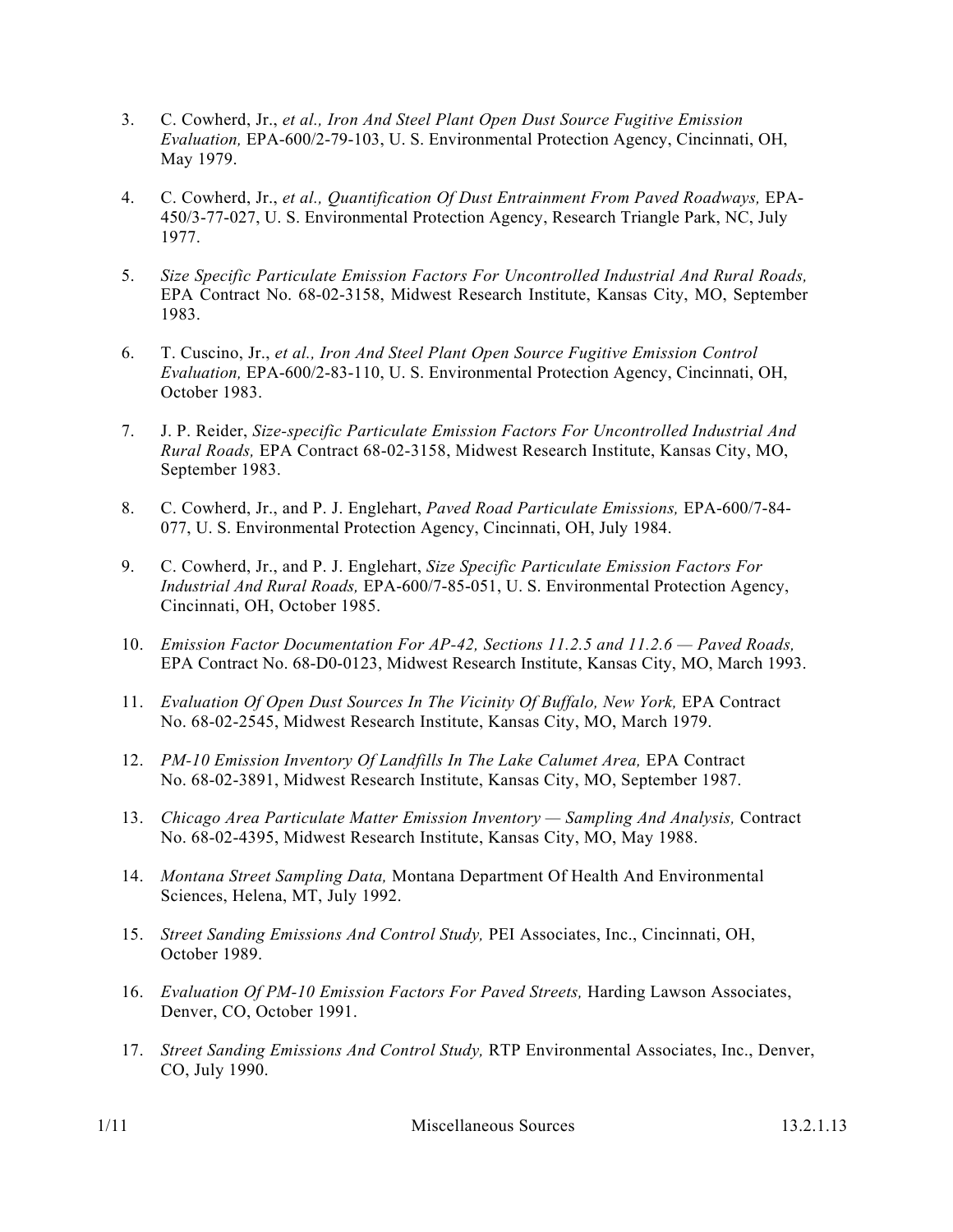3. C. Cowherd, Jr., *et al., Iron And Steel Plant Open Dust Source Fugitive Emission Evaluation,* EPA-600/2-79-103, U. S. Environmental Protection Agency, Cincinnati, OH, May 1979.

4. C. Cowherd, Jr., *et al., Quantification Of Dust Entrainment From Paved Roadways,* EPA-450/3-77-027, U. S. Environmental Protection Agency, Research Triangle Park, NC, July 1977.

5. *Size Specific Particulate Emission Factors For Uncontrolled Industrial And Rural Roads,* EPA Contract No. 68-02-3158, Midwest Research Institute, Kansas City, MO, September 1983.

6. T. Cuscino, Jr., *et al., Iron And Steel Plant Open Source Fugitive Emission Control Evaluation,* EPA-600/2-83-110, U. S. Environmental Protection Agency, Cincinnati, OH, October 1983.

7. J. P. Reider, *Size-specific Particulate Emission Factors For Uncontrolled Industrial And Rural Roads,* EPA Contract 68-02-3158, Midwest Research Institute, Kansas City, MO, September 1983.

8. C. Cowherd, Jr., and P. J. Englehart, *Paved Road Particulate Emissions,* EPA-600/7-84-077, U. S. Environmental Protection Agency, Cincinnati, OH, July 1984.

9. C. Cowherd, Jr., and P. J. Englehart, *Size Specific Particulate Emission Factors For Industrial And Rural Roads,* EPA-600/7-85-051, U. S. Environmental Protection Agency, Cincinnati, OH, October 1985.

10. *Emission Factor Documentation For AP-42, Sections 11.2.5 and 11.2.6 — Paved Roads,* EPA Contract No. 68-D0-0123, Midwest Research Institute, Kansas City, MO, March 1993.

11. *Evaluation Of Open Dust Sources In The Vicinity Of Buffalo, New York,* EPA Contract No. 68-02-2545, Midwest Research Institute, Kansas City, MO, March 1979.

12. *PM-10 Emission Inventory Of Landfills In The Lake Calumet Area,* EPA Contract No. 68-02-3891, Midwest Research Institute, Kansas City, MO, September 1987.

13. *Chicago Area Particulate Matter Emission Inventory — Sampling And Analysis,* Contract No. 68-02-4395, Midwest Research Institute, Kansas City, MO, May 1988.

14. *Montana Street Sampling Data,* Montana Department Of Health And Environmental Sciences, Helena, MT, July 1992.

15. *Street Sanding Emissions And Control Study,* PEI Associates, Inc., Cincinnati, OH, October 1989.

16. *Evaluation Of PM-10 Emission Factors For Paved Streets,* Harding Lawson Associates, Denver, CO, October 1991.

17. *Street Sanding Emissions And Control Study,* RTP Environmental Associates, Inc., Denver, CO, July 1990.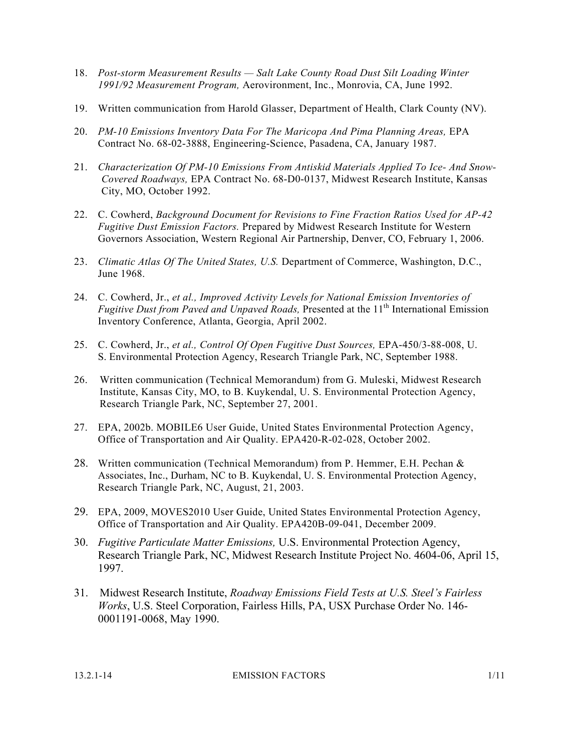18. *Post-storm Measurement Results — Salt Lake County Road Dust Silt Loading Winter 1991/92 Measurement Program,* Aerovironment, Inc., Monrovia, CA, June 1992.

19. Written communication from Harold Glasser, Department of Health, Clark County (NV).

20. *PM-10 Emissions Inventory Data For The Maricopa And Pima Planning Areas,* EPA Contract No. 68-02-3888, Engineering-Science, Pasadena, CA, January 1987.

21. *Characterization Of PM-10 Emissions From Antiskid Materials Applied To Ice- And Snow-Covered Roadways,* EPA Contract No. 68-D0-0137, Midwest Research Institute, Kansas City, MO, October 1992.

22. C. Cowherd, *Background Document for Revisions to Fine Fraction Ratios Used for AP-42 Fugitive Dust Emission Factors.* Prepared by Midwest Research Institute for Western Governors Association, Western Regional Air Partnership, Denver, CO, February 1, 2006.

23. *Climatic Atlas Of The United States, U.S.* Department of Commerce, Washington, D.C., June 1968.

24. C. Cowherd, Jr., *et al., Improved Activity Levels for National Emission Inventories of Fugitive Dust from Paved and Unpaved Roads,* Presented at the 11th International Emission Inventory Conference, Atlanta, Georgia, April 2002.

25. C. Cowherd, Jr., *et al., Control Of Open Fugitive Dust Sources,* EPA-450/3-88-008, U. S. Environmental Protection Agency, Research Triangle Park, NC, September 1988.

26. Written communication (Technical Memorandum) from G. Muleski, Midwest Research Institute, Kansas City, MO, to B. Kuykendal, U. S. Environmental Protection Agency, Research Triangle Park, NC, September 27, 2001.

27. EPA, 2002b. MOBILE6 User Guide, United States Environmental Protection Agency, Office of Transportation and Air Quality. EPA420-R-02-028, October 2002.

28. Written communication (Technical Memorandum) from P. Hemmer, E.H. Pechan & Associates, Inc., Durham, NC to B. Kuykendal, U. S. Environmental Protection Agency, Research Triangle Park, NC, August, 21, 2003.

29. EPA, 2009, MOVES2010 User Guide, United States Environmental Protection Agency, Office of Transportation and Air Quality. EPA420B-09-041, December 2009.

30. *Fugitive Particulate Matter Emissions,* U.S. Environmental Protection Agency, Research Triangle Park, NC, Midwest Research Institute Project No. 4604-06, April 15, 1997.

31. Midwest Research Institute, *Roadway Emissions Field Tests at U.S. Steel's Fairless Works*, U.S. Steel Corporation, Fairless Hills, PA, USX Purchase Order No. 146-0001191-0068, May 1990.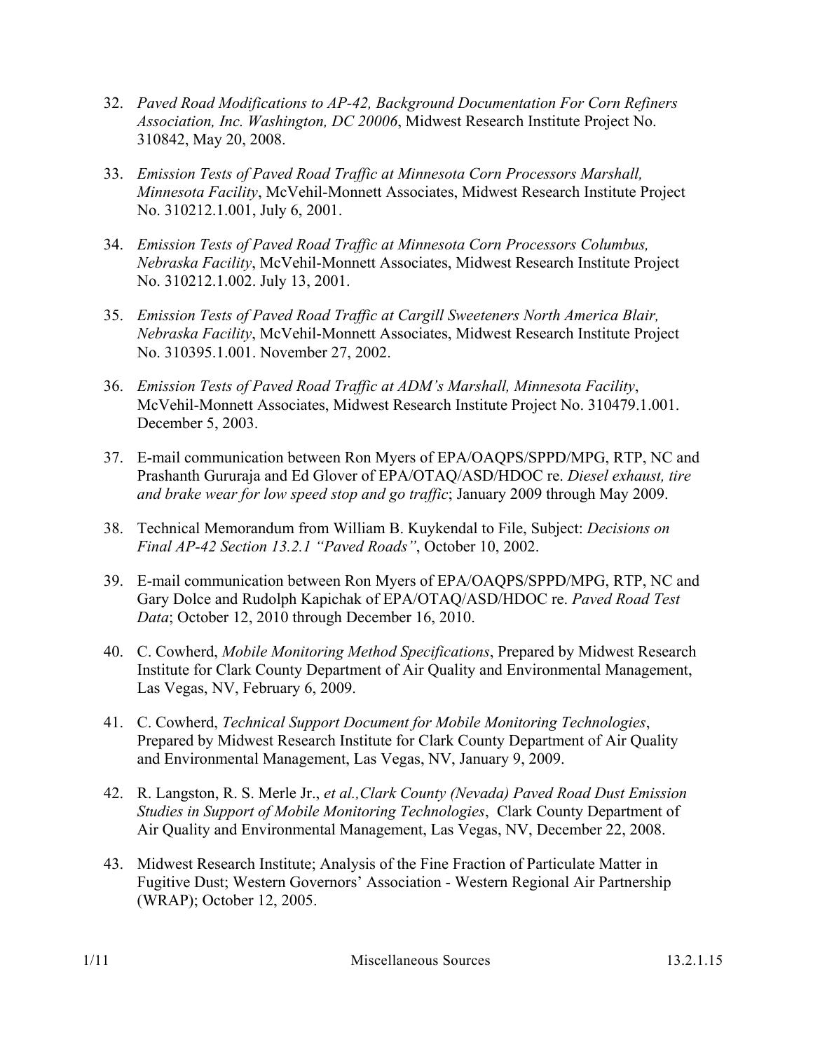32. *Paved Road Modifications to AP-42, Background Documentation For Corn Refiners Association, Inc. Washington, DC 20006*, Midwest Research Institute Project No. 310842, May 20, 2008.

33. *Emission Tests of Paved Road Traffic at Minnesota Corn Processors Marshall, Minnesota Facility*, McVehil-Monnett Associates, Midwest Research Institute Project No. 310212.1.001, July 6, 2001.

34. *Emission Tests of Paved Road Traffic at Minnesota Corn Processors Columbus, Nebraska Facility*, McVehil-Monnett Associates, Midwest Research Institute Project No. 310212.1.002. July 13, 2001.

35. *Emission Tests of Paved Road Traffic at Cargill Sweeteners North America Blair, Nebraska Facility*, McVehil-Monnett Associates, Midwest Research Institute Project No. 310395.1.001. November 27, 2002.

36. *Emission Tests of Paved Road Traffic at ADM's Marshall, Minnesota Facility*, McVehil-Monnett Associates, Midwest Research Institute Project No. 310479.1.001. December 5, 2003.

37. E-mail communication between Ron Myers of EPA/OAQPS/SPPD/MPG, RTP, NC and Prashanth Gururaja and Ed Glover of EPA/OTAQ/ASD/HDOC re. *Diesel exhaust, tire and brake wear for low speed stop and go traffic*; January 2009 through May 2009.

38. Technical Memorandum from William B. Kuykendal to File, Subject: *Decisions on Final AP-42 Section 13.2.1 "Paved Roads"*, October 10, 2002.

39. E-mail communication between Ron Myers of EPA/OAQPS/SPPD/MPG, RTP, NC and Gary Dolce and Rudolph Kapichak of EPA/OTAQ/ASD/HDOC re. *Paved Road Test Data*; October 12, 2010 through December 16, 2010.

40. C. Cowherd, *Mobile Monitoring Method Specifications*, Prepared by Midwest Research Institute for Clark County Department of Air Quality and Environmental Management, Las Vegas, NV, February 6, 2009.

41. C. Cowherd, *Technical Support Document for Mobile Monitoring Technologies*, Prepared by Midwest Research Institute for Clark County Department of Air Quality and Environmental Management, Las Vegas, NV, January 9, 2009.

42. R. Langston, R. S. Merle Jr., *et al.,Clark County (Nevada) Paved Road Dust Emission Studies in Support of Mobile Monitoring Technologies*, Clark County Department of Air Quality and Environmental Management, Las Vegas, NV, December 22, 2008.

43. Midwest Research Institute; Analysis of the Fine Fraction of Particulate Matter in Fugitive Dust; Western Governors' Association - Western Regional Air Partnership (WRAP); October 12, 2005.